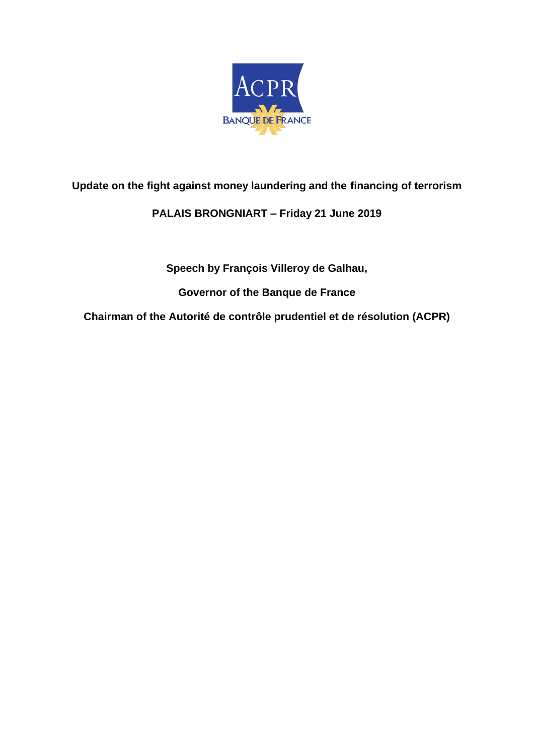**Update on the fight against money laundering and the financing of terrorism**

**PALAIS BRONGNIART – Friday 21 June 2019**

**Speech by François Villeroy de Galhau,**

**Governor of the Banque de France**

**Chairman of the Autorité de contrôle prudentiel et de résolution (ACPR)**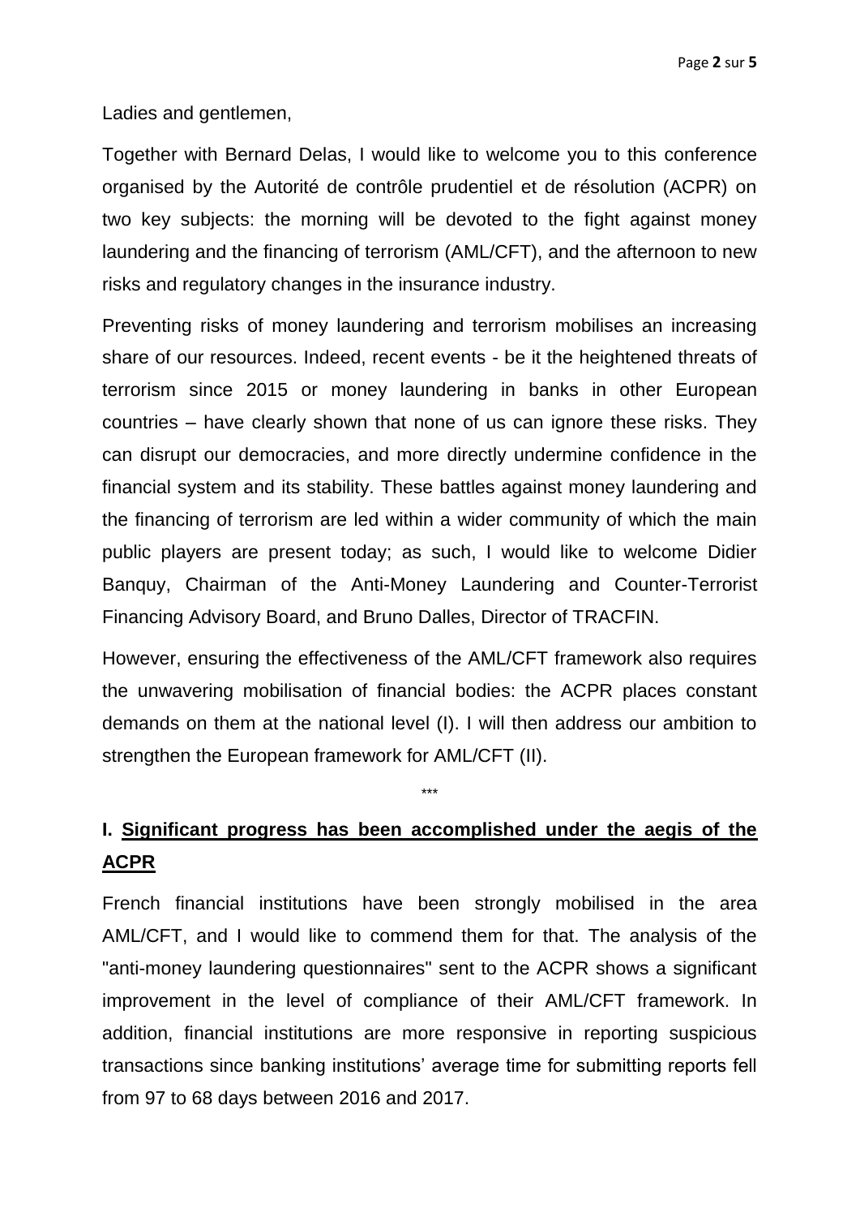Ladies and gentlemen,

Together with Bernard Delas, I would like to welcome you to this conference organised by the Autorité de contrôle prudentiel et de résolution (ACPR) on two key subjects: the morning will be devoted to the fight against money laundering and the financing of terrorism (AML/CFT), and the afternoon to new risks and regulatory changes in the insurance industry.

Preventing risks of money laundering and terrorism mobilises an increasing share of our resources. Indeed, recent events - be it the heightened threats of terrorism since 2015 or money laundering in banks in other European countries – have clearly shown that none of us can ignore these risks. They can disrupt our democracies, and more directly undermine confidence in the financial system and its stability. These battles against money laundering and the financing of terrorism are led within a wider community of which the main public players are present today; as such, I would like to welcome Didier Banquy, Chairman of the Anti-Money Laundering and Counter-Terrorist Financing Advisory Board, and Bruno Dalles, Director of TRACFIN.

However, ensuring the effectiveness of the AML/CFT framework also requires the unwavering mobilisation of financial bodies: the ACPR places constant demands on them at the national level (I). I will then address our ambition to strengthen the European framework for AML/CFT (II).

\*\*\*

## I. Significant progress has been accomplished under the aegis of the ACPR

French financial institutions have been strongly mobilised in the area AML/CFT, and I would like to commend them for that. The analysis of the "anti-money laundering questionnaires" sent to the ACPR shows a significant improvement in the level of compliance of their AML/CFT framework. In addition, financial institutions are more responsive in reporting suspicious transactions since banking institutions' average time for submitting reports fell from 97 to 68 days between 2016 and 2017.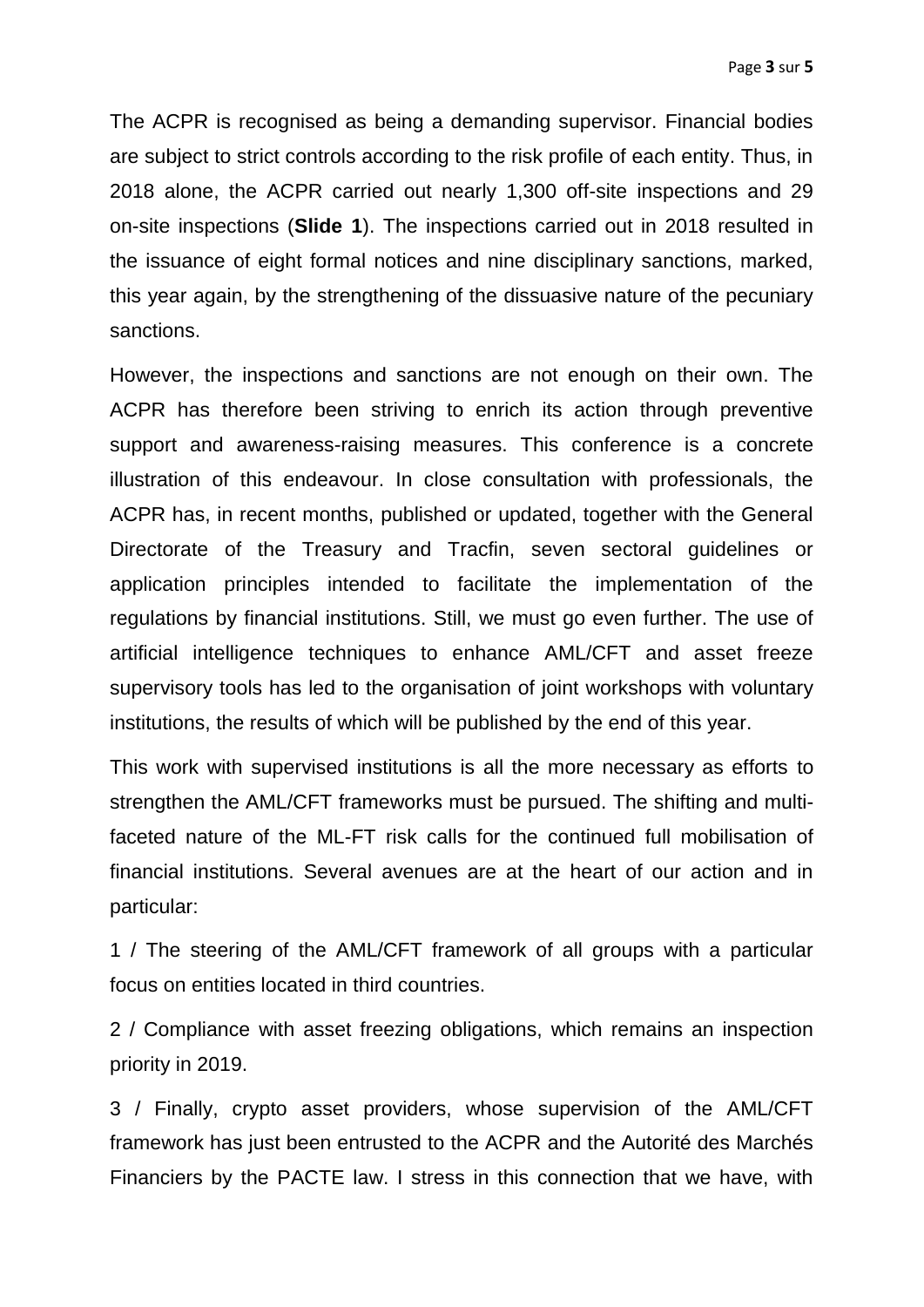The ACPR is recognised as being a demanding supervisor. Financial bodies are subject to strict controls according to the risk profile of each entity. Thus, in 2018 alone, the ACPR carried out nearly 1,300 off-site inspections and 29 on-site inspections (**Slide 1**). The inspections carried out in 2018 resulted in the issuance of eight formal notices and nine disciplinary sanctions, marked, this year again, by the strengthening of the dissuasive nature of the pecuniary sanctions.

However, the inspections and sanctions are not enough on their own. The ACPR has therefore been striving to enrich its action through preventive support and awareness-raising measures. This conference is a concrete illustration of this endeavour. In close consultation with professionals, the ACPR has, in recent months, published or updated, together with the General Directorate of the Treasury and Tracfin, seven sectoral guidelines or application principles intended to facilitate the implementation of the regulations by financial institutions. Still, we must go even further. The use of artificial intelligence techniques to enhance AML/CFT and asset freeze supervisory tools has led to the organisation of joint workshops with voluntary institutions, the results of which will be published by the end of this year.

This work with supervised institutions is all the more necessary as efforts to strengthen the AML/CFT frameworks must be pursued. The shifting and multi-faceted nature of the ML-FT risk calls for the continued full mobilisation of financial institutions. Several avenues are at the heart of our action and in particular:

1 / The steering of the AML/CFT framework of all groups with a particular focus on entities located in third countries.

2 / Compliance with asset freezing obligations, which remains an inspection priority in 2019.

3 / Finally, crypto asset providers, whose supervision of the AML/CFT framework has just been entrusted to the ACPR and the Autorité des Marchés Financiers by the PACTE law. I stress in this connection that we have, with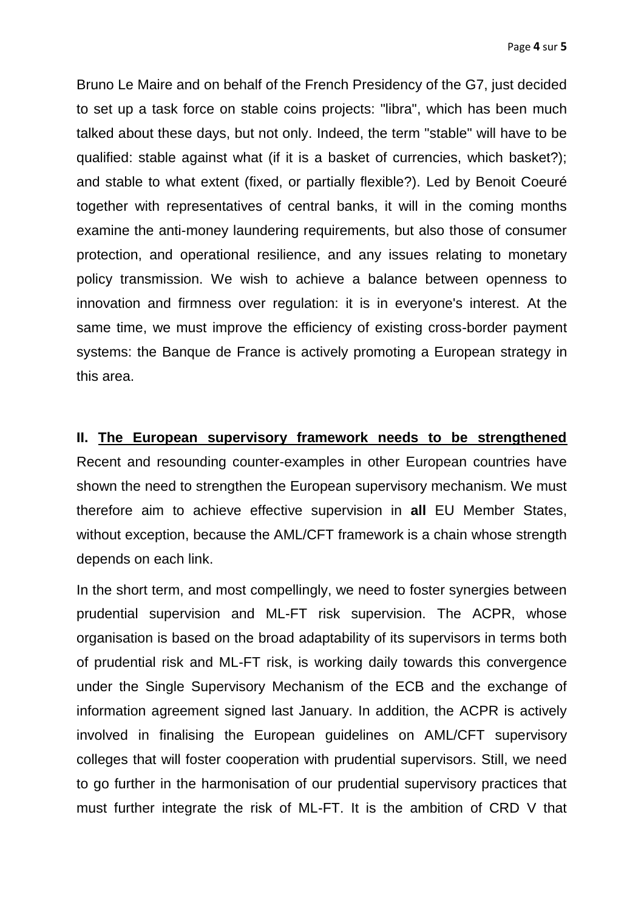Bruno Le Maire and on behalf of the French Presidency of the G7, just decided to set up a task force on stable coins projects: "libra", which has been much talked about these days, but not only. Indeed, the term "stable" will have to be qualified: stable against what (if it is a basket of currencies, which basket?); and stable to what extent (fixed, or partially flexible?). Led by Benoit Coeuré together with representatives of central banks, it will in the coming months examine the anti-money laundering requirements, but also those of consumer protection, and operational resilience, and any issues relating to monetary policy transmission. We wish to achieve a balance between openness to innovation and firmness over regulation: it is in everyone's interest. At the same time, we must improve the efficiency of existing cross-border payment systems: the Banque de France is actively promoting a European strategy in this area.

## II. The European supervisory framework needs to be strengthened

Recent and resounding counter-examples in other European countries have shown the need to strengthen the European supervisory mechanism. We must therefore aim to achieve effective supervision in **all** EU Member States, without exception, because the AML/CFT framework is a chain whose strength depends on each link.

In the short term, and most compellingly, we need to foster synergies between prudential supervision and ML-FT risk supervision. The ACPR, whose organisation is based on the broad adaptability of its supervisors in terms both of prudential risk and ML-FT risk, is working daily towards this convergence under the Single Supervisory Mechanism of the ECB and the exchange of information agreement signed last January. In addition, the ACPR is actively involved in finalising the European guidelines on AML/CFT supervisory colleges that will foster cooperation with prudential supervisors. Still, we need to go further in the harmonisation of our prudential supervisory practices that must further integrate the risk of ML-FT. It is the ambition of CRD V that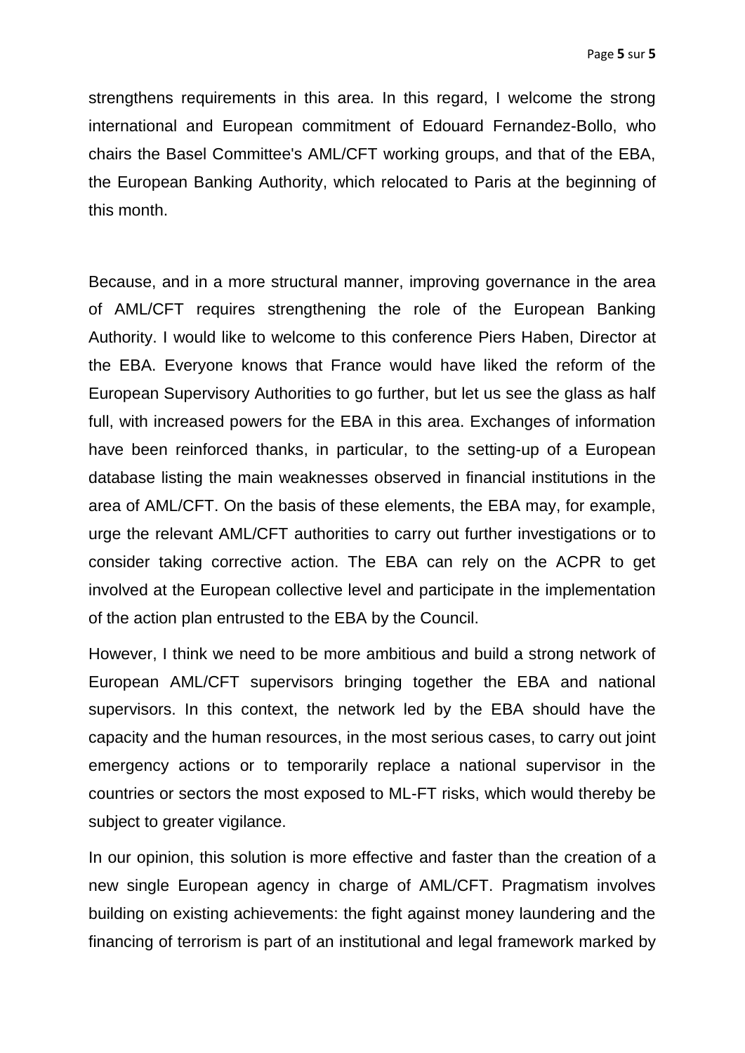strengthens requirements in this area. In this regard, I welcome the strong international and European commitment of Edouard Fernandez-Bollo, who chairs the Basel Committee's AML/CFT working groups, and that of the EBA, the European Banking Authority, which relocated to Paris at the beginning of this month.

Because, and in a more structural manner, improving governance in the area of AML/CFT requires strengthening the role of the European Banking Authority. I would like to welcome to this conference Piers Haben, Director at the EBA. Everyone knows that France would have liked the reform of the European Supervisory Authorities to go further, but let us see the glass as half full, with increased powers for the EBA in this area. Exchanges of information have been reinforced thanks, in particular, to the setting-up of a European database listing the main weaknesses observed in financial institutions in the area of AML/CFT. On the basis of these elements, the EBA may, for example, urge the relevant AML/CFT authorities to carry out further investigations or to consider taking corrective action. The EBA can rely on the ACPR to get involved at the European collective level and participate in the implementation of the action plan entrusted to the EBA by the Council.

However, I think we need to be more ambitious and build a strong network of European AML/CFT supervisors bringing together the EBA and national supervisors. In this context, the network led by the EBA should have the capacity and the human resources, in the most serious cases, to carry out joint emergency actions or to temporarily replace a national supervisor in the countries or sectors the most exposed to ML-FT risks, which would thereby be subject to greater vigilance.

In our opinion, this solution is more effective and faster than the creation of a new single European agency in charge of AML/CFT. Pragmatism involves building on existing achievements: the fight against money laundering and the financing of terrorism is part of an institutional and legal framework marked by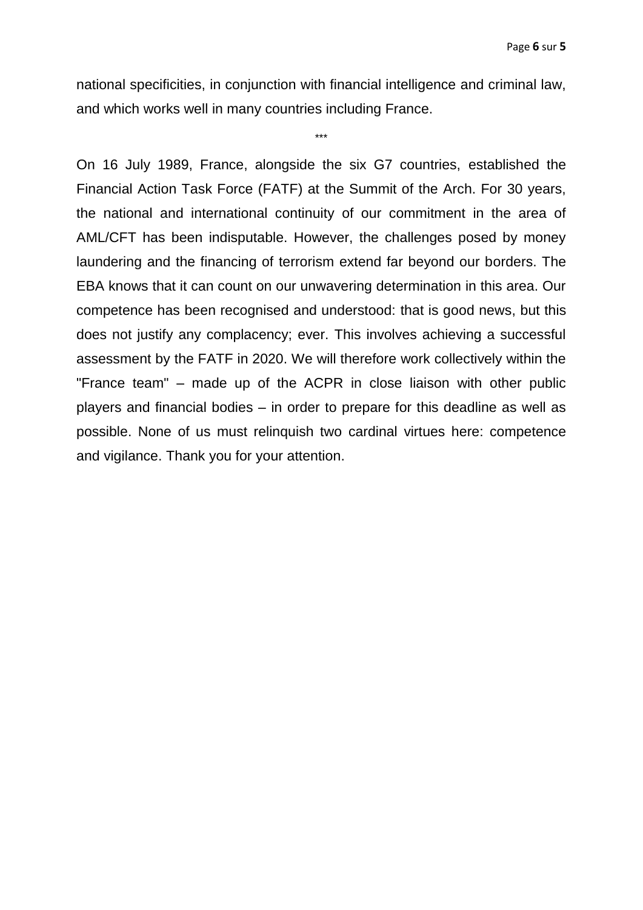national specificities, in conjunction with financial intelligence and criminal law, and which works well in many countries including France.

***

On 16 July 1989, France, alongside the six G7 countries, established the Financial Action Task Force (FATF) at the Summit of the Arch. For 30 years, the national and international continuity of our commitment in the area of AML/CFT has been indisputable. However, the challenges posed by money laundering and the financing of terrorism extend far beyond our borders. The EBA knows that it can count on our unwavering determination in this area. Our competence has been recognised and understood: that is good news, but this does not justify any complacency; ever. This involves achieving a successful assessment by the FATF in 2020. We will therefore work collectively within the "France team" – made up of the ACPR in close liaison with other public players and financial bodies – in order to prepare for this deadline as well as possible. None of us must relinquish two cardinal virtues here: competence and vigilance. Thank you for your attention.